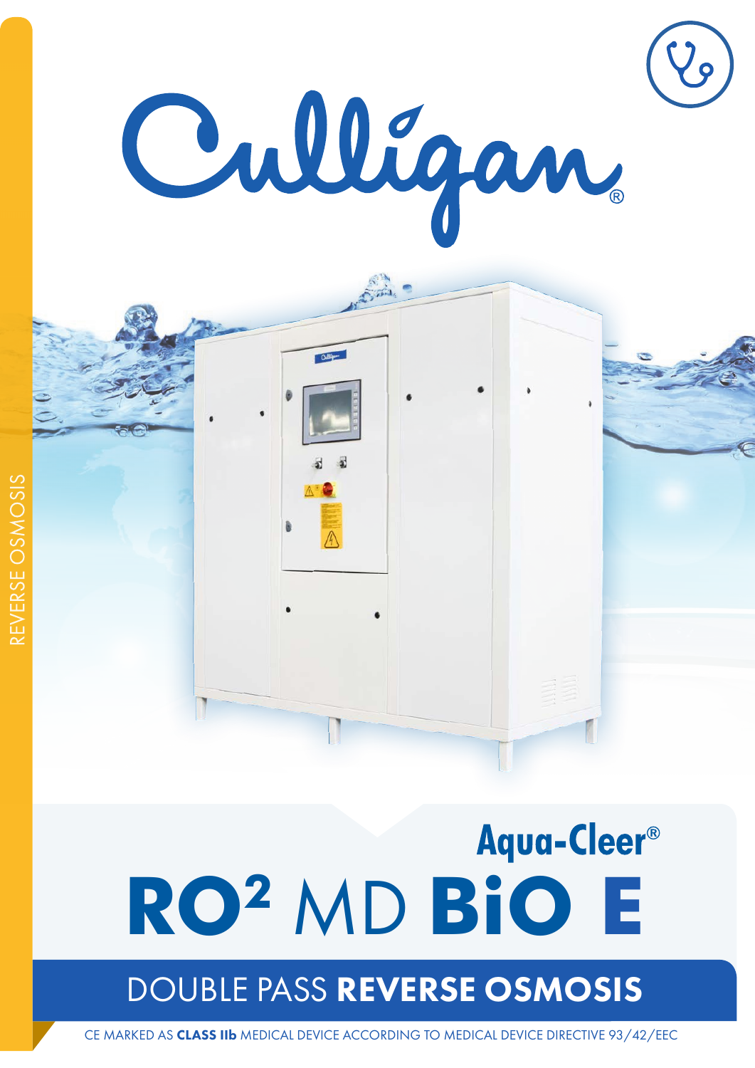REVERSE OSMOSIS

Culligan®

Aqua-Cleer®

# RO² MD BiO E

## DOUBLE PASS REVERSE OSMOSIS

CE MARKED AS **CLASS IIb** MEDICAL DEVICE ACCORDING TO MEDICAL DEVICE DIRECTIVE 93/42/EEC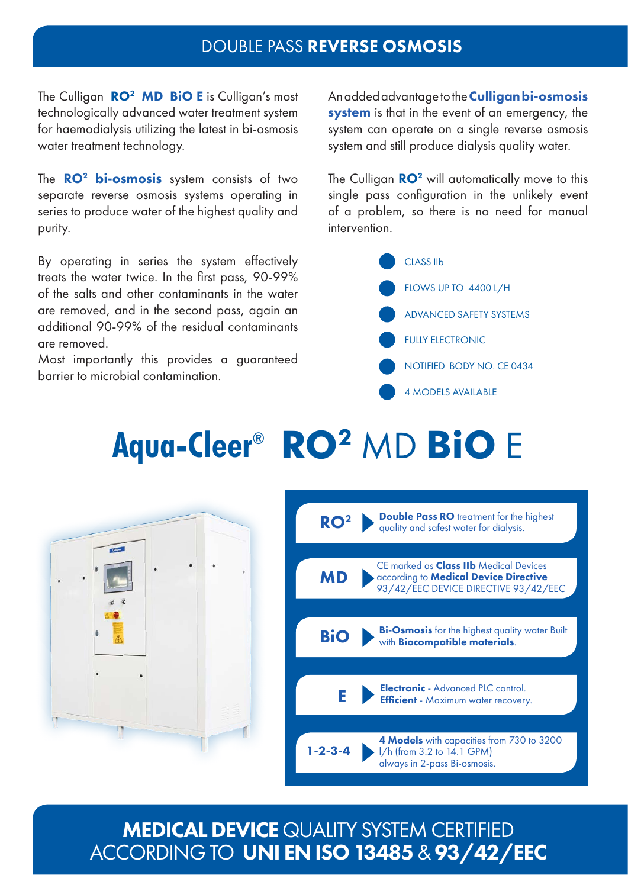# DOUBLE PASS **REVERSE OSMOSIS**

The Culligan **RO² MD BiO E** is Culligan's most technologically advanced water treatment system for haemodialysis utilizing the latest in bi-osmosis water treatment technology.

The **RO² bi-osmosis** system consists of two separate reverse osmosis systems operating in series to produce water of the highest quality and purity.

By operating in series the system effectively treats the water twice. In the first pass, 90-99% of the salts and other contaminants in the water are removed, and in the second pass, again an additional 90-99% of the residual contaminants are removed.
Most importantly this provides a guaranteed barrier to microbial contamination.

An added advantage to the **Culligan bi-osmosis system** is that in the event of an emergency, the system can operate on a single reverse osmosis system and still produce dialysis quality water.

The Culligan **RO²** will automatically move to this single pass configuration in the unlikely event of a problem, so there is no need for manual intervention.

- CLASS IIb
- FLOWS UP TO 4400 L/H
- ADVANCED SAFETY SYSTEMS
- FULLY ELECTRONIC
- NOTIFIED BODY NO. CE 0434
- 4 MODELS AVAILABLE

# Aqua-Cleer® RO² MD BiO E

| | |
|---|---|
| **RO²** | **Double Pass RO** treatment for the highest quality and safest water for dialysis. |
| **MD** | CE marked as **Class IIb** Medical Devices according to **Medical Device Directive** 93/42/EEC DEVICE DIRECTIVE 93/42/EEC |
| **BiO** | **Bi-Osmosis** for the highest quality water Built with **Biocompatible materials**. |
| **E** | **Electronic** - Advanced PLC control. **Efficient** - Maximum water recovery. |
| **1-2-3-4** | **4 Models** with capacities from 730 to 3200 l/h (from 3.2 to 14.1 GPM) always in 2-pass Bi-osmosis. |

**MEDICAL DEVICE** QUALITY SYSTEM CERTIFIED ACCORDING TO **UNI EN ISO 13485** & **93/42/EEC**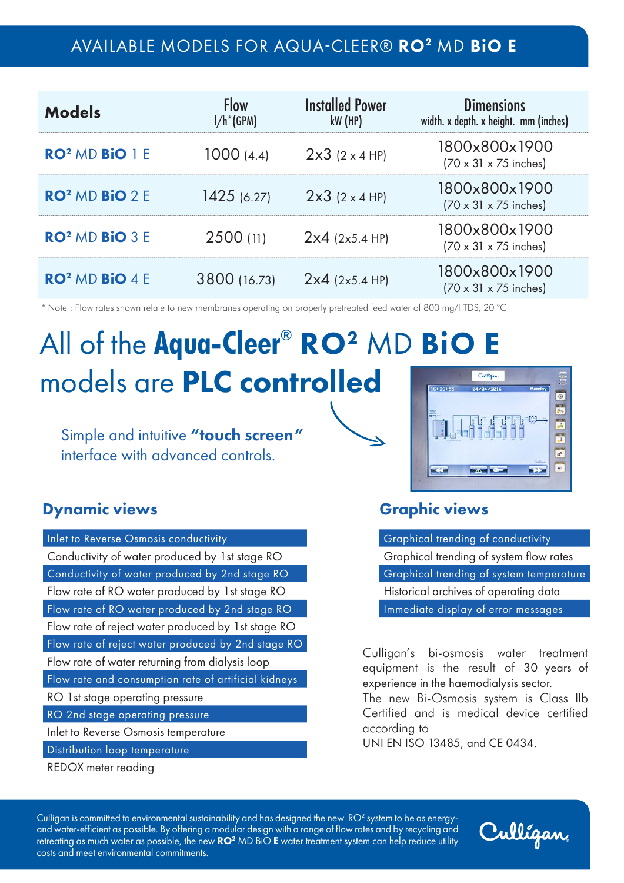# AVAILABLE MODELS FOR AQUA-CLEER® RO² MD BiO E

| Models | Flow l/h*(GPM) | Installed Power kW (HP) | Dimensions width. x depth. x height. mm (inches) |
|---|---|---|---|
| **RO²** MD **BiO** 1 E | 1000 (4.4) | 2x3 (2 x 4 HP) | 1800x800x1900 (70 x 31 x 75 inches) |
| **RO²** MD **BiO** 2 E | 1425 (6.27) | 2x3 (2 x 4 HP) | 1800x800x1900 (70 x 31 x 75 inches) |
| **RO²** MD **BiO** 3 E | 2500 (11) | 2x4 (2x5.4 HP) | 1800x800x1900 (70 x 31 x 75 inches) |
| **RO²** MD **BiO** 4 E | 3800 (16.73) | 2x4 (2x5.4 HP) | 1800x800x1900 (70 x 31 x 75 inches) |

\* Note : Flow rates shown relate to new membranes operating on properly pretreated feed water of 800 mg/l TDS, 20 °C

# All of the **Aqua-Cleer® RO²** MD **BiO E** models are **PLC controlled**

Simple and intuitive **"touch screen"** interface with advanced controls.

## Dynamic views

- Inlet to Reverse Osmosis conductivity
- Conductivity of water produced by 1st stage RO
- Conductivity of water produced by 2nd stage RO
- Flow rate of RO water produced by 1st stage RO
- Flow rate of RO water produced by 2nd stage RO
- Flow rate of reject water produced by 1st stage RO
- Flow rate of reject water produced by 2nd stage RO
- Flow rate of water returning from dialysis loop
- Flow rate and consumption rate of artificial kidneys
- RO 1st stage operating pressure
- RO 2nd stage operating pressure
- Inlet to Reverse Osmosis temperature
- Distribution loop temperature
- REDOX meter reading

## Graphic views

- Graphical trending of conductivity
- Graphical trending of system flow rates
- Graphical trending of system temperature
- Historical archives of operating data
- Immediate display of error messages

Culligan's bi-osmosis water treatment equipment is the result of 30 years of experience in the haemodialysis sector.
The new Bi-Osmosis system is Class IIb Certified and is medical device certified according to
UNI EN ISO 13485, and CE 0434.

Culligan is committed to environmental sustainability and has designed the new RO² system to be as energy- and water-efficient as possible. By offering a modular design with a range of flow rates and by recycling and retreating as much water as possible, the new **RO²** MD BiO **E** water treatment system can help reduce utility costs and meet environmental commitments.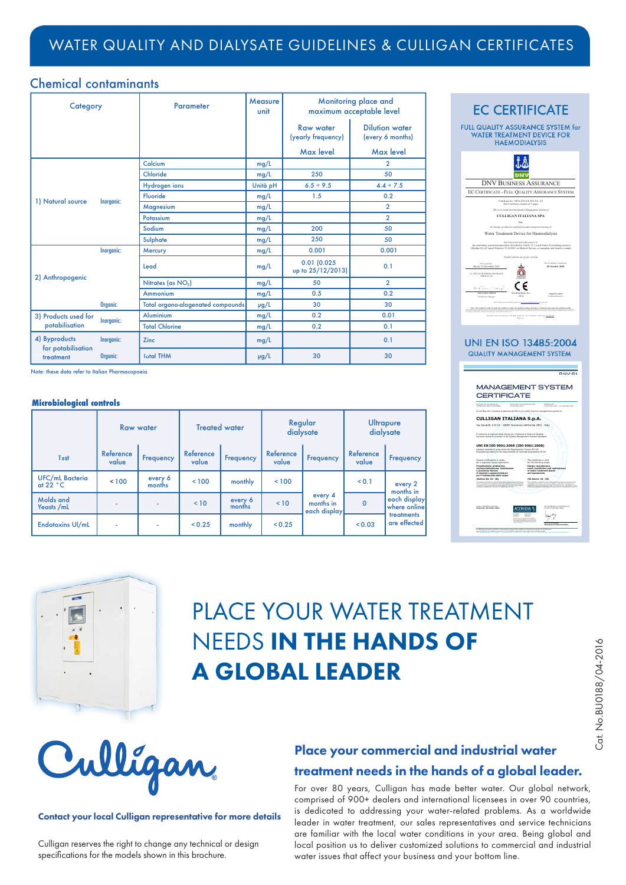# WATER QUALITY AND DIALYSATE GUIDELINES & CULLIGAN CERTIFICATES

## Chemical contaminants

| Category | | Parameter | Measure unit | Monitoring place and maximum acceptable level | |
|---|---|---|---|---|---|
| | | | | Raw water (yearly frequency) | Dilution water (every 6 months) |
| | | | | Max level | Max level |
| 1) Natural source | Inorganic: | Calcium | mg/L | | 2 |
| | | Chloride | mg/L | 250 | 50 |
| | | Hydrogen ions | Unità pH | 6.5 ÷ 9.5 | 4.4 ÷ 7.5 |
| | | Fluoride | mg/L | 1.5 | 0.2 |
| | | Magnesium | mg/L | | 2 |
| | | Potassium | mg/L | | 2 |
| | | Sodium | mg/L | 200 | 50 |
| | | Sulphate | mg/L | 250 | 50 |
| 2) Anthropogenic | Inorganic: | Mercury | mg/L | 0.001 | 0.001 |
| | | Lead | mg/L | 0.01 (0.025 up to 25/12/2013) | 0.1 |
| | | Nitrates (as $NO_3$) | mg/L | 50 | 2 |
| | | Ammonium | mg/L | 0.5 | 0.2 |
| | Organic: | Total organo-alogenated compounds | µg/L | 30 | 30 |
| 3) Products used for potabilisation | Inorganic: | Aluminium | mg/L | 0.2 | 0.01 |
| | | Total Chlorine | mg/L | 0.2 | 0.1 |
| 4) Byproducts for potabilisation treatment | Inorganic: | Zinc | mg/L | | 0.1 |
| | Organic: | Total THM | µg/L | 30 | 30 |

Note: these data refer to Italian Pharmacopoeia

### Microbiological controls

| Test | Raw water | | Treated water | | Regular dialysate | | Ultrapure dialysate | |
|---|---|---|---|---|---|---|---|---|
| | Reference value | Frequency | Reference value | Frequency | Reference value | Frequency | Reference value | Frequency |
| UFC/mL Bacteria at 22 °C | < 100 | every 6 months | < 100 | monthly | < 100 | every 4 months in each display | < 0.1 | every 2 months in each display where online treatments are effected |
| Molds and Yeasts /mL | - | - | < 10 | every 6 months | < 10 | | 0 | |
| Endotoxins UI/mL | - | - | < 0.25 | monthly | < 0.25 | | < 0.03 | |

## EC CERTIFICATE

FULL QUALITY ASSURANCE SYSTEM for WATER TREATMENT DEVICE FOR HAEMODIALYSIS

## UNI EN ISO 13485:2004

QUALITY MANAGEMENT SYSTEM

# PLACE YOUR WATER TREATMENT NEEDS **IN THE HANDS OF A GLOBAL LEADER**

**Contact your local Culligan representative for more details**

Culligan reserves the right to change any technical or design specifications for the models shown in this brochure.

## Place your commercial and industrial water treatment needs in the hands of a global leader.

For over 80 years, Culligan has made better water. Our global network, comprised of 900+ dealers and international licensees in over 90 countries, is dedicated to addressing your water-related problems. As a worldwide leader in water treatment, our sales representatives and service technicians are familiar with the local water conditions in your area. Being global and local position us to deliver customized solutions to commercial and industrial water issues that affect your business and your bottom line.

Cat. No.BU0188/04-2016